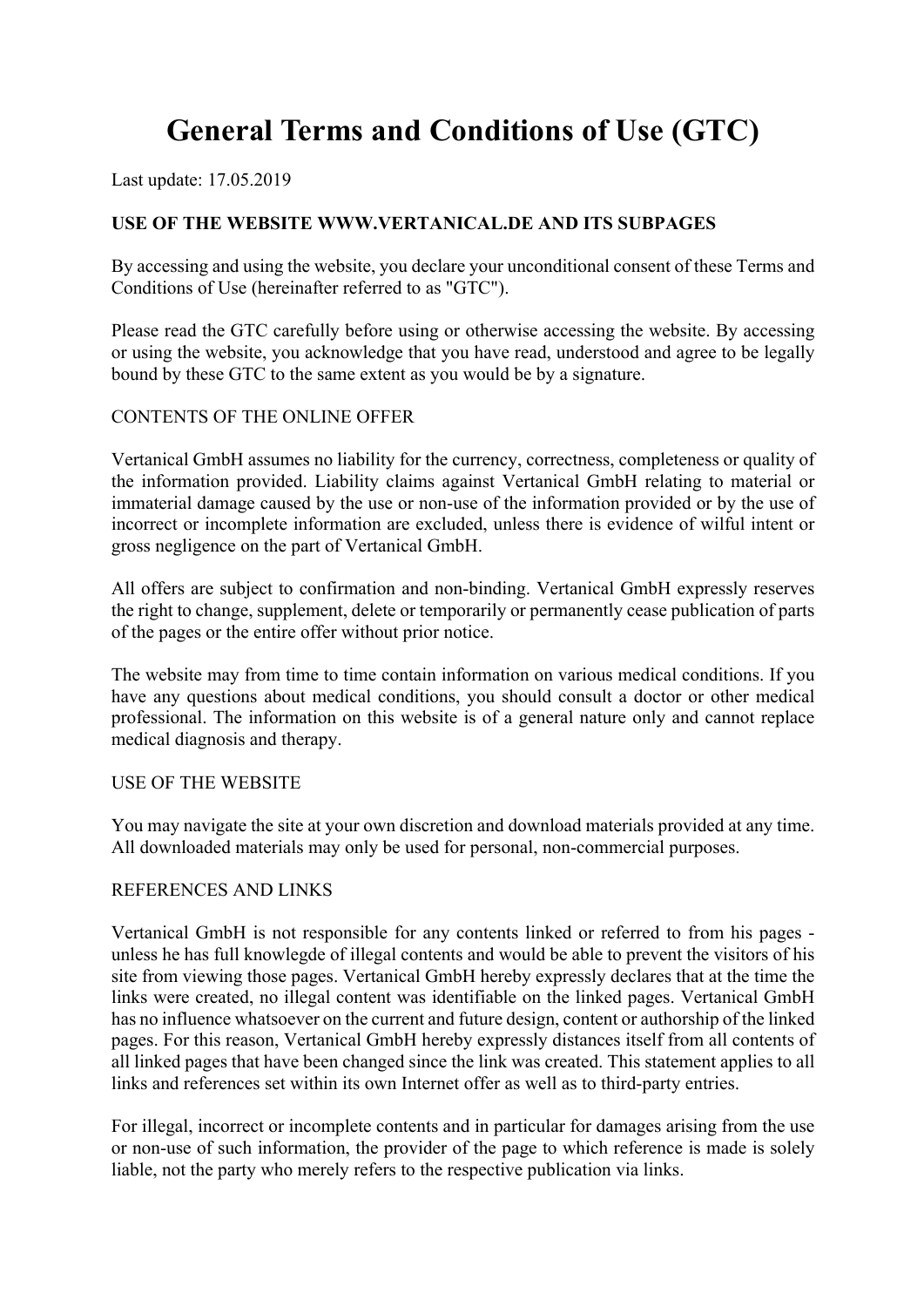# General Terms and Conditions of Use (GTC)

Last update: 17.05.2019

**USE OF THE WEBSITE WWW.VERTANICAL.DE AND ITS SUBPAGES**

By accessing and using the website, you declare your unconditional consent of these Terms and Conditions of Use (hereinafter referred to as "GTC").

Please read the GTC carefully before using or otherwise accessing the website. By accessing or using the website, you acknowledge that you have read, understood and agree to be legally bound by these GTC to the same extent as you would be by a signature.

CONTENTS OF THE ONLINE OFFER

Vertanical GmbH assumes no liability for the currency, correctness, completeness or quality of the information provided. Liability claims against Vertanical GmbH relating to material or immaterial damage caused by the use or non-use of the information provided or by the use of incorrect or incomplete information are excluded, unless there is evidence of wilful intent or gross negligence on the part of Vertanical GmbH.

All offers are subject to confirmation and non-binding. Vertanical GmbH expressly reserves the right to change, supplement, delete or temporarily or permanently cease publication of parts of the pages or the entire offer without prior notice.

The website may from time to time contain information on various medical conditions. If you have any questions about medical conditions, you should consult a doctor or other medical professional. The information on this website is of a general nature only and cannot replace medical diagnosis and therapy.

USE OF THE WEBSITE

You may navigate the site at your own discretion and download materials provided at any time. All downloaded materials may only be used for personal, non-commercial purposes.

REFERENCES AND LINKS

Vertanical GmbH is not responsible for any contents linked or referred to from his pages - unless he has full knowlegde of illegal contents and would be able to prevent the visitors of his site from viewing those pages. Vertanical GmbH hereby expressly declares that at the time the links were created, no illegal content was identifiable on the linked pages. Vertanical GmbH has no influence whatsoever on the current and future design, content or authorship of the linked pages. For this reason, Vertanical GmbH hereby expressly distances itself from all contents of all linked pages that have been changed since the link was created. This statement applies to all links and references set within its own Internet offer as well as to third-party entries.

For illegal, incorrect or incomplete contents and in particular for damages arising from the use or non-use of such information, the provider of the page to which reference is made is solely liable, not the party who merely refers to the respective publication via links.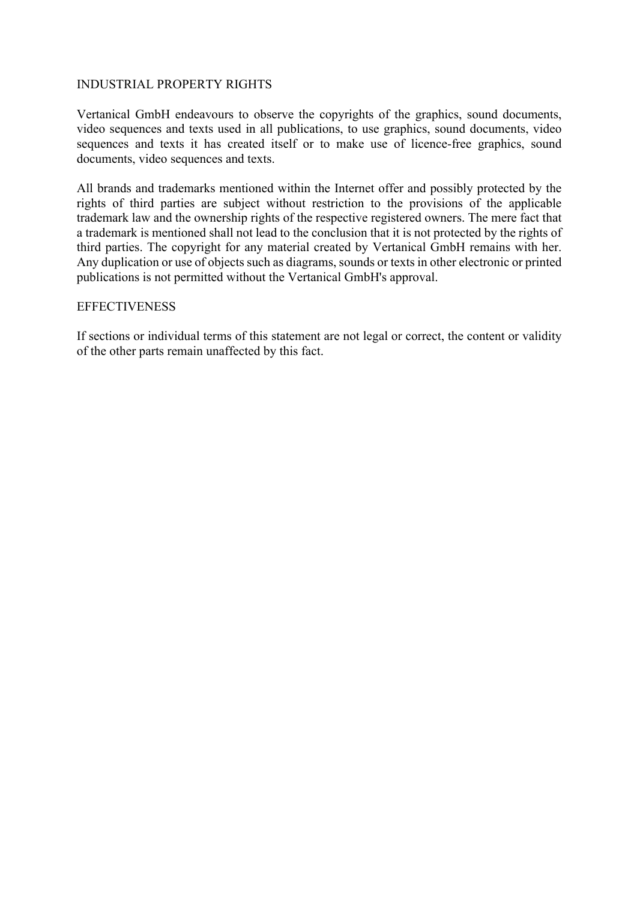## INDUSTRIAL PROPERTY RIGHTS

Vertanical GmbH endeavours to observe the copyrights of the graphics, sound documents, video sequences and texts used in all publications, to use graphics, sound documents, video sequences and texts it has created itself or to make use of licence-free graphics, sound documents, video sequences and texts.

All brands and trademarks mentioned within the Internet offer and possibly protected by the rights of third parties are subject without restriction to the provisions of the applicable trademark law and the ownership rights of the respective registered owners. The mere fact that a trademark is mentioned shall not lead to the conclusion that it is not protected by the rights of third parties. The copyright for any material created by Vertanical GmbH remains with her. Any duplication or use of objects such as diagrams, sounds or texts in other electronic or printed publications is not permitted without the Vertanical GmbH's approval.

## EFFECTIVENESS

If sections or individual terms of this statement are not legal or correct, the content or validity of the other parts remain unaffected by this fact.